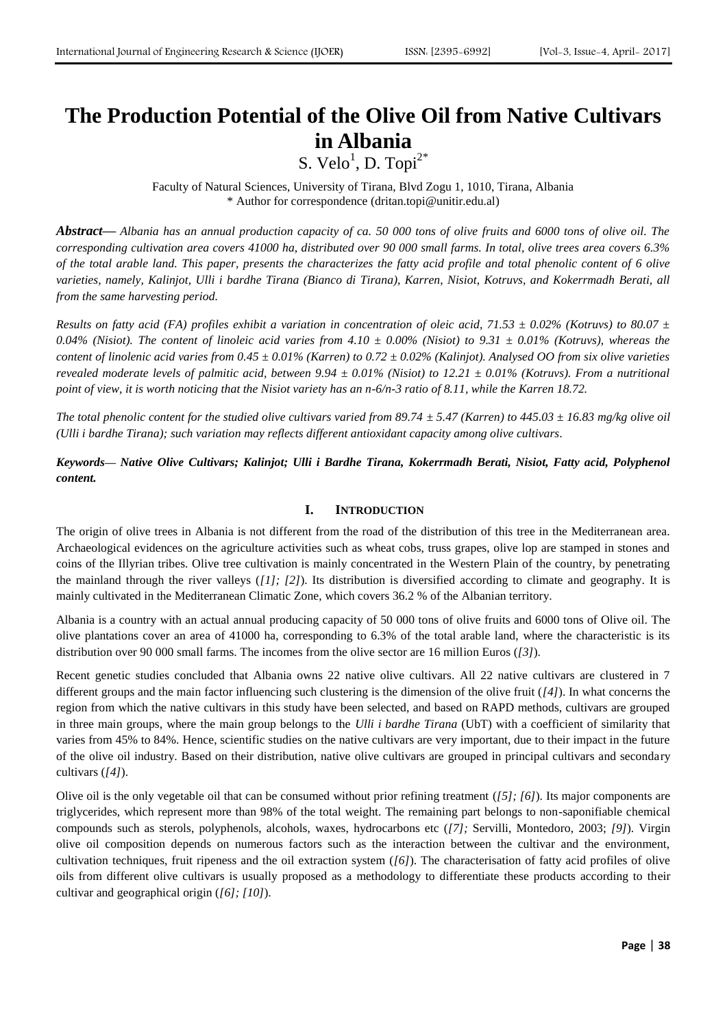# The Production Potential of the Olive Oil from Native Cultivars in Albania

S. Velo[1], D. Topi[2*]

Faculty of Natural Sciences, University of Tirana, Blvd Zogu 1, 1010, Tirana, Albania
\* Author for correspondence (dritan.topi@unitir.edu.al)

***Abstract*—** *Albania has an annual production capacity of ca. 50 000 tons of olive fruits and 6000 tons of olive oil. The corresponding cultivation area covers 41000 ha, distributed over 90 000 small farms. In total, olive trees area covers 6.3% of the total arable land. This paper, presents the characterizes the fatty acid profile and total phenolic content of 6 olive varieties, namely, Kalinjot, Ulli i bardhe Tirana (Bianco di Tirana), Karren, Nisiot, Kotruvs, and Kokerrmadh Berati, all from the same harvesting period.*

*Results on fatty acid (FA) profiles exhibit a variation in concentration of oleic acid, 71.53 ± 0.02% (Kotruvs) to 80.07 ± 0.04% (Nisiot). The content of linoleic acid varies from 4.10 ± 0.00% (Nisiot) to 9.31 ± 0.01% (Kotruvs), whereas the content of linolenic acid varies from 0.45 ± 0.01% (Karren) to 0.72 ± 0.02% (Kalinjot). Analysed OO from six olive varieties revealed moderate levels of palmitic acid, between 9.94 ± 0.01% (Nisiot) to 12.21 ± 0.01% (Kotruvs). From a nutritional point of view, it is worth noticing that the Nisiot variety has an n-6/n-3 ratio of 8.11, while the Karren 18.72.*

*The total phenolic content for the studied olive cultivars varied from 89.74 ± 5.47 (Karren) to 445.03 ± 16.83 mg/kg olive oil (Ulli i bardhe Tirana); such variation may reflects different antioxidant capacity among olive cultivars.*

***Keywords*— *Native Olive Cultivars; Kalinjot; Ulli i Bardhe Tirana, Kokerrmadh Berati, Nisiot, Fatty acid, Polyphenol content.***

## I. INTRODUCTION

The origin of olive trees in Albania is not different from the road of the distribution of this tree in the Mediterranean area. Archaeological evidences on the agriculture activities such as wheat cobs, truss grapes, olive lop are stamped in stones and coins of the Illyrian tribes. Olive tree cultivation is mainly concentrated in the Western Plain of the country, by penetrating the mainland through the river valleys (*[1]; [2]*). Its distribution is diversified according to climate and geography. It is mainly cultivated in the Mediterranean Climatic Zone, which covers 36.2 % of the Albanian territory.

Albania is a country with an actual annual producing capacity of 50 000 tons of olive fruits and 6000 tons of Olive oil. The olive plantations cover an area of 41000 ha, corresponding to 6.3% of the total arable land, where the characteristic is its distribution over 90 000 small farms. The incomes from the olive sector are 16 million Euros (*[3]*).

Recent genetic studies concluded that Albania owns 22 native olive cultivars. All 22 native cultivars are clustered in 7 different groups and the main factor influencing such clustering is the dimension of the olive fruit (*[4]*). In what concerns the region from which the native cultivars in this study have been selected, and based on RAPD methods, cultivars are grouped in three main groups, where the main group belongs to the *Ulli i bardhe Tirana* (UbT) with a coefficient of similarity that varies from 45% to 84%. Hence, scientific studies on the native cultivars are very important, due to their impact in the future of the olive oil industry. Based on their distribution, native olive cultivars are grouped in principal cultivars and secondary cultivars (*[4]*).

Olive oil is the only vegetable oil that can be consumed without prior refining treatment (*[5]; [6]*). Its major components are triglycerides, which represent more than 98% of the total weight. The remaining part belongs to non-saponifiable chemical compounds such as sterols, polyphenols, alcohols, waxes, hydrocarbons etc (*[7];* Servilli, Montedoro, 2003; *[9]*). Virgin olive oil composition depends on numerous factors such as the interaction between the cultivar and the environment, cultivation techniques, fruit ripeness and the oil extraction system (*[6]*). The characterisation of fatty acid profiles of olive oils from different olive cultivars is usually proposed as a methodology to differentiate these products according to their cultivar and geographical origin (*[6]; [10]*).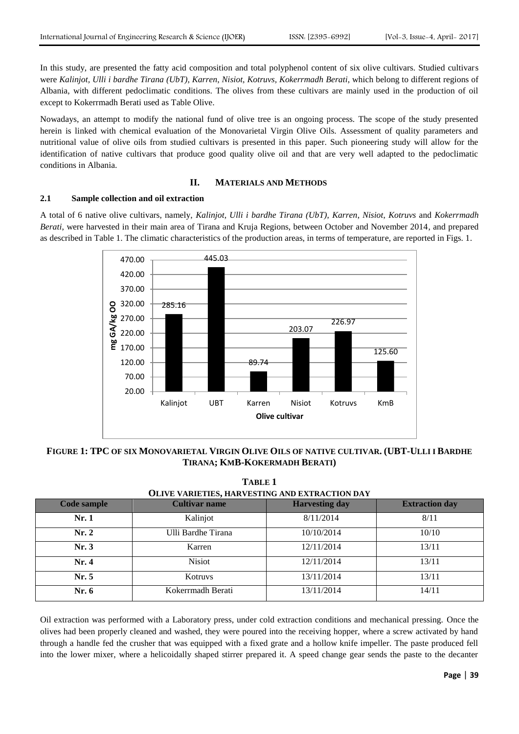In this study, are presented the fatty acid composition and total polyphenol content of six olive cultivars. Studied cultivars were *Kalinjot, Ulli i bardhe Tirana (UbT), Karren, Nisiot, Kotruvs, Kokerrmadh Berati*, which belong to different regions of Albania, with different pedoclimatic conditions. The olives from these cultivars are mainly used in the production of oil except to Kokerrmadh Berati used as Table Olive.

Nowadays, an attempt to modify the national fund of olive tree is an ongoing process. The scope of the study presented herein is linked with chemical evaluation of the Monovarietal Virgin Olive Oils. Assessment of quality parameters and nutritional value of olive oils from studied cultivars is presented in this paper. Such pioneering study will allow for the identification of native cultivars that produce good quality olive oil and that are very well adapted to the pedoclimatic conditions in Albania.

## II. MATERIALS AND METHODS

### 2.1 Sample collection and oil extraction

A total of 6 native olive cultivars, namely, *Kalinjot, Ulli i bardhe Tirana (UbT), Karren, Nisiot, Kotruvs* and *Kokerrmadh Berati*, were harvested in their main area of Tirana and Kruja Regions, between October and November 2014, and prepared as described in Table 1. The climatic characteristics of the production areas, in terms of temperature, are reported in Figs. 1.

| Olive cultivar | mg GA/kg OO |
|---|---|
| Kalinjot | 285.16 |
| UBT | 445.03 |
| Karren | 89.74 |
| Nisiot | 203.07 |
| Kotruvs | 226.97 |
| KmB | 125.60 |

**FIGURE 1: TPC OF SIX MONOVARIETAL VIRGIN OLIVE OILS OF NATIVE CULTIVAR. (UBT-ULLI I BARDHE TIRANA; KMB-KOKERMADH BERATI)**

**TABLE 1**
**OLIVE VARIETIES, HARVESTING AND EXTRACTION DAY**

| Code sample | Cultivar name | Harvesting day | Extraction day |
|---|---|---|---|
| **Nr. 1** | Kalinjot | 8/11/2014 | 8/11 |
| **Nr. 2** | Ulli Bardhe Tirana | 10/10/2014 | 10/10 |
| **Nr. 3** | Karren | 12/11/2014 | 13/11 |
| **Nr. 4** | Nisiot | 12/11/2014 | 13/11 |
| **Nr. 5** | Kotruvs | 13/11/2014 | 13/11 |
| **Nr. 6** | Kokerrmadh Berati | 13/11/2014 | 14/11 |

Oil extraction was performed with a Laboratory press, under cold extraction conditions and mechanical pressing. Once the olives had been properly cleaned and washed, they were poured into the receiving hopper, where a screw activated by hand through a handle fed the crusher that was equipped with a fixed grate and a hollow knife impeller. The paste produced fell into the lower mixer, where a helicoidally shaped stirrer prepared it. A speed change gear sends the paste to the decanter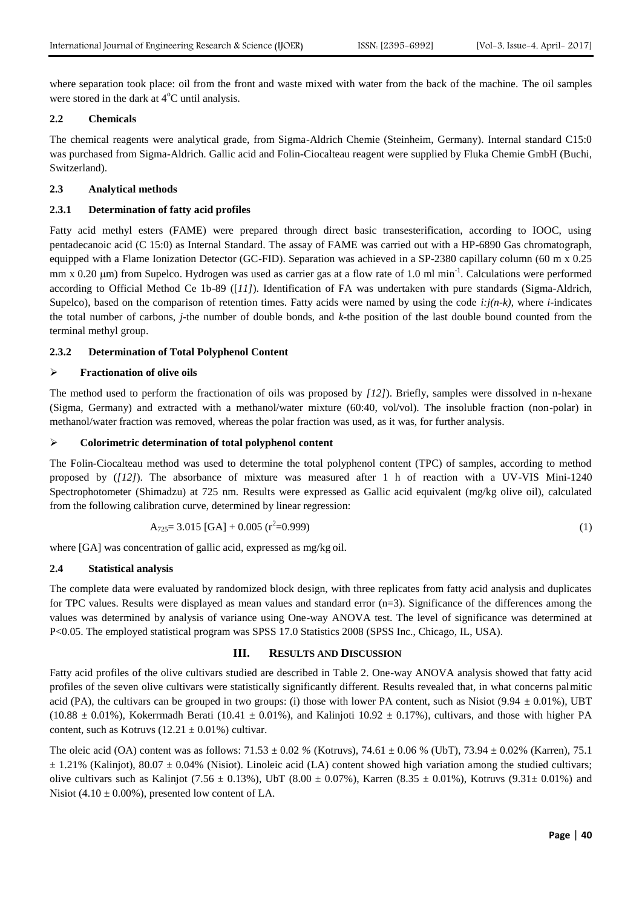where separation took place: oil from the front and waste mixed with water from the back of the machine. The oil samples were stored in the dark at $4^oC$ until analysis.

### 2.2 Chemicals

The chemical reagents were analytical grade, from Sigma-Aldrich Chemie (Steinheim, Germany). Internal standard C15:0 was purchased from Sigma-Aldrich. Gallic acid and Folin-Ciocalteau reagent were supplied by Fluka Chemie GmbH (Buchi, Switzerland).

### 2.3 Analytical methods

#### 2.3.1 Determination of fatty acid profiles

Fatty acid methyl esters (FAME) were prepared through direct basic transesterification, according to IOOC, using pentadecanoic acid (C 15:0) as Internal Standard. The assay of FAME was carried out with a HP-6890 Gas chromatograph, equipped with a Flame Ionization Detector (GC-FID). Separation was achieved in a SP-2380 capillary column (60 m x 0.25 mm x 0.20 μm) from Supelco. Hydrogen was used as carrier gas at a flow rate of 1.0 ml $min^{-1}$. Calculations were performed according to Official Method Ce 1b-89 ([*11]*). Identification of FA was undertaken with pure standards (Sigma-Aldrich, Supelco), based on the comparison of retention times. Fatty acids were named by using the code *i:j(n-k)*, where *i*-indicates the total number of carbons, *j*-the number of double bonds, and *k*-the position of the last double bound counted from the terminal methyl group.

#### 2.3.2 Determination of Total Polyphenol Content

- **Fractionation of olive oils**

The method used to perform the fractionation of oils was proposed by *[12]*). Briefly, samples were dissolved in n-hexane (Sigma, Germany) and extracted with a methanol/water mixture (60:40, vol/vol). The insoluble fraction (non-polar) in methanol/water fraction was removed, whereas the polar fraction was used, as it was, for further analysis.

- **Colorimetric determination of total polyphenol content**

The Folin-Ciocalteau method was used to determine the total polyphenol content (TPC) of samples, according to method proposed by (*[12]*). The absorbance of mixture was measured after 1 h of reaction with a UV-VIS Mini-1240 Spectrophotometer (Shimadzu) at 725 nm. Results were expressed as Gallic acid equivalent (mg/kg olive oil), calculated from the following calibration curve, determined by linear regression:

$$A_{725} = 3.015\ [GA] + 0.005\ (r^2=0.999) \tag{1}$$

where [GA] was concentration of gallic acid, expressed as mg/kg oil.

### 2.4 Statistical analysis

The complete data were evaluated by randomized block design, with three replicates from fatty acid analysis and duplicates for TPC values. Results were displayed as mean values and standard error (n=3). Significance of the differences among the values was determined by analysis of variance using One-way ANOVA test. The level of significance was determined at $P<0.05$. The employed statistical program was SPSS 17.0 Statistics 2008 (SPSS Inc., Chicago, IL, USA).

## III. RESULTS AND DISCUSSION

Fatty acid profiles of the olive cultivars studied are described in Table 2. One-way ANOVA analysis showed that fatty acid profiles of the seven olive cultivars were statistically significantly different. Results revealed that, in what concerns palmitic acid (PA), the cultivars can be grouped in two groups: (i) those with lower PA content, such as Nisiot (9.94 ± 0.01%), UBT (10.88 ± 0.01%), Kokerrmadh Berati (10.41 ± 0.01%), and Kalinjoti 10.92 ± 0.17%), cultivars, and those with higher PA content, such as Kotruvs (12.21 ± 0.01%) cultivar.

The oleic acid (OA) content was as follows: 71.53 ± 0.02 % (Kotruvs), 74.61 ± 0.06 % (UbT), 73.94 ± 0.02% (Karren), 75.1 ± 1.21% (Kalinjot), 80.07 ± 0.04% (Nisiot). Linoleic acid (LA) content showed high variation among the studied cultivars; olive cultivars such as Kalinjot (7.56 ± 0.13%), UbT (8.00 ± 0.07%), Karren (8.35 ± 0.01%), Kotruvs (9.31± 0.01%) and Nisiot (4.10 ± 0.00%), presented low content of LA.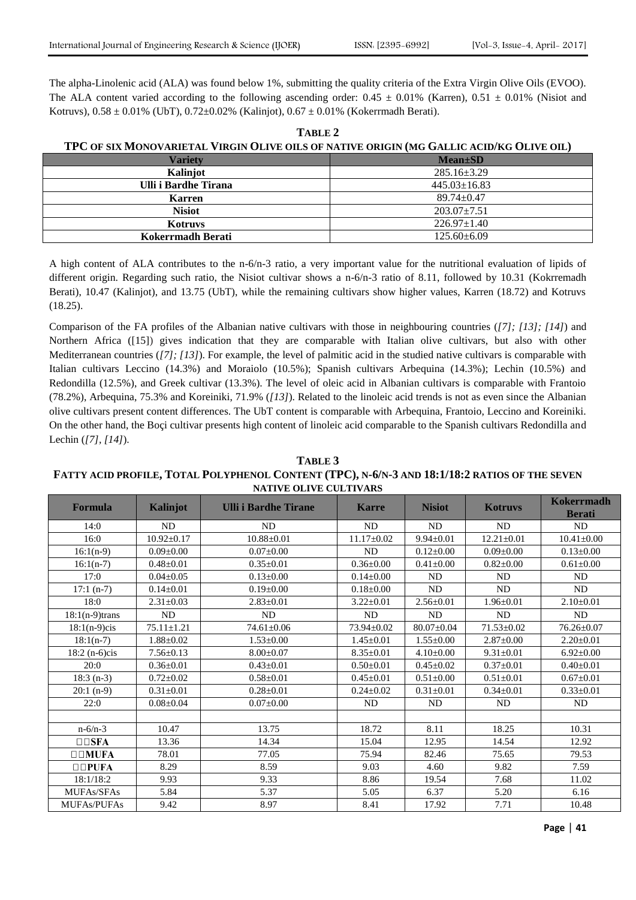The alpha-Linolenic acid (ALA) was found below 1%, submitting the quality criteria of the Extra Virgin Olive Oils (EVOO). The ALA content varied according to the following ascending order: 0.45 ± 0.01% (Karren), 0.51 ± 0.01% (Nisiot and Kotruvs), 0.58 ± 0.01% (UbT), 0.72±0.02% (Kalinjot), 0.67 ± 0.01% (Kokerrmadh Berati).

**TABLE 2**
**TPC OF SIX MONOVARIETAL VIRGIN OLIVE OILS OF NATIVE ORIGIN (MG GALLIC ACID/KG OLIVE OIL)**

| Variety | Mean±SD |
|---|---|
| Kalinjot | 285.16±3.29 |
| Ulli i Bardhe Tirana | 445.03±16.83 |
| Karren | 89.74±0.47 |
| Nisiot | 203.07±7.51 |
| Kotruvs | 226.97±1.40 |
| Kokerrmadh Berati | 125.60±6.09 |

A high content of ALA contributes to the n-6/n-3 ratio, a very important value for the nutritional evaluation of lipids of different origin. Regarding such ratio, the Nisiot cultivar shows a n-6/n-3 ratio of 8.11, followed by 10.31 (Kokrremadh Berati), 10.47 (Kalinjot), and 13.75 (UbT), while the remaining cultivars show higher values, Karren (18.72) and Kotruvs (18.25).

Comparison of the FA profiles of the Albanian native cultivars with those in neighbouring countries (*[7]; [13]; [14]*) and Northern Africa ([15]) gives indication that they are comparable with Italian olive cultivars, but also with other Mediterranean countries (*[7]; [13]*). For example, the level of palmitic acid in the studied native cultivars is comparable with Italian cultivars Leccino (14.3%) and Moraiolo (10.5%); Spanish cultivars Arbequina (14.3%); Lechin (10.5%) and Redondilla (12.5%), and Greek cultivar (13.3%). The level of oleic acid in Albanian cultivars is comparable with Frantoio (78.2%), Arbequina, 75.3% and Koreiniki, 71.9% (*[13]*). Related to the linoleic acid trends is not as even since the Albanian olive cultivars present content differences. The UbT content is comparable with Arbequina, Frantoio, Leccino and Koreiniki. On the other hand, the Boçi cultivar presents high content of linoleic acid comparable to the Spanish cultivars Redondilla and Lechin (*[7], [14]*).

**TABLE 3**
**FATTY ACID PROFILE, TOTAL POLYPHENOL CONTENT (TPC), N-6/N-3 AND 18:1/18:2 RATIOS OF THE SEVEN NATIVE OLIVE CULTIVARS**

| Formula | Kalinjot | Ulli i Bardhe Tirane | Karre | Nisiot | Kotruvs | Kokerrmadh Berati |
|---|---|---|---|---|---|---|
| 14:0 | ND | ND | ND | ND | ND | ND |
| 16:0 | 10.92±0.17 | 10.88±0.01 | 11.17±0.02 | 9.94±0.01 | 12.21±0.01 | 10.41±0.00 |
| 16:1(n-9) | 0.09±0.00 | 0.07±0.00 | ND | 0.12±0.00 | 0.09±0.00 | 0.13±0.00 |
| 16:1(n-7) | 0.48±0.01 | 0.35±0.01 | 0.36±0.00 | 0.41±0.00 | 0.82±0.00 | 0.61±0.00 |
| 17:0 | 0.04±0.05 | 0.13±0.00 | 0.14±0.00 | ND | ND | ND |
| 17:1 (n-7) | 0.14±0.01 | 0.19±0.00 | 0.18±0.00 | ND | ND | ND |
| 18:0 | 2.31±0.03 | 2.83±0.01 | 3.22±0.01 | 2.56±0.01 | 1.96±0.01 | 2.10±0.01 |
| 18:1(n-9)trans | ND | ND | ND | ND | ND | ND |
| 18:1(n-9)cis | 75.11±1.21 | 74.61±0.06 | 73.94±0.02 | 80.07±0.04 | 71.53±0.02 | 76.26±0.07 |
| 18:1(n-7) | 1.88±0.02 | 1.53±0.00 | 1.45±0.01 | 1.55±0.00 | 2.87±0.00 | 2.20±0.01 |
| 18:2 (n-6)cis | 7.56±0.13 | 8.00±0.07 | 8.35±0.01 | 4.10±0.00 | 9.31±0.01 | 6.92±0.00 |
| 20:0 | 0.36±0.01 | 0.43±0.01 | 0.50±0.01 | 0.45±0.02 | 0.37±0.01 | 0.40±0.01 |
| 18:3 (n-3) | 0.72±0.02 | 0.58±0.01 | 0.45±0.01 | 0.51±0.00 | 0.51±0.01 | 0.67±0.01 |
| 20:1 (n-9) | 0.31±0.01 | 0.28±0.01 | 0.24±0.02 | 0.31±0.01 | 0.34±0.01 | 0.33±0.01 |
| 22:0 | 0.08±0.04 | 0.07±0.00 | ND | ND | ND | ND |
| | | | | | | |
| n-6/n-3 | 10.47 | 13.75 | 18.72 | 8.11 | 18.25 | 10.31 |
| ΣSFA | 13.36 | 14.34 | 15.04 | 12.95 | 14.54 | 12.92 |
| ΣMUFA | 78.01 | 77.05 | 75.94 | 82.46 | 75.65 | 79.53 |
| ΣPUFA | 8.29 | 8.59 | 9.03 | 4.60 | 9.82 | 7.59 |
| 18:1/18:2 | 9.93 | 9.33 | 8.86 | 19.54 | 7.68 | 11.02 |
| MUFAs/SFAs | 5.84 | 5.37 | 5.05 | 6.37 | 5.20 | 6.16 |
| MUFAs/PUFAs | 9.42 | 8.97 | 8.41 | 17.92 | 7.71 | 10.48 |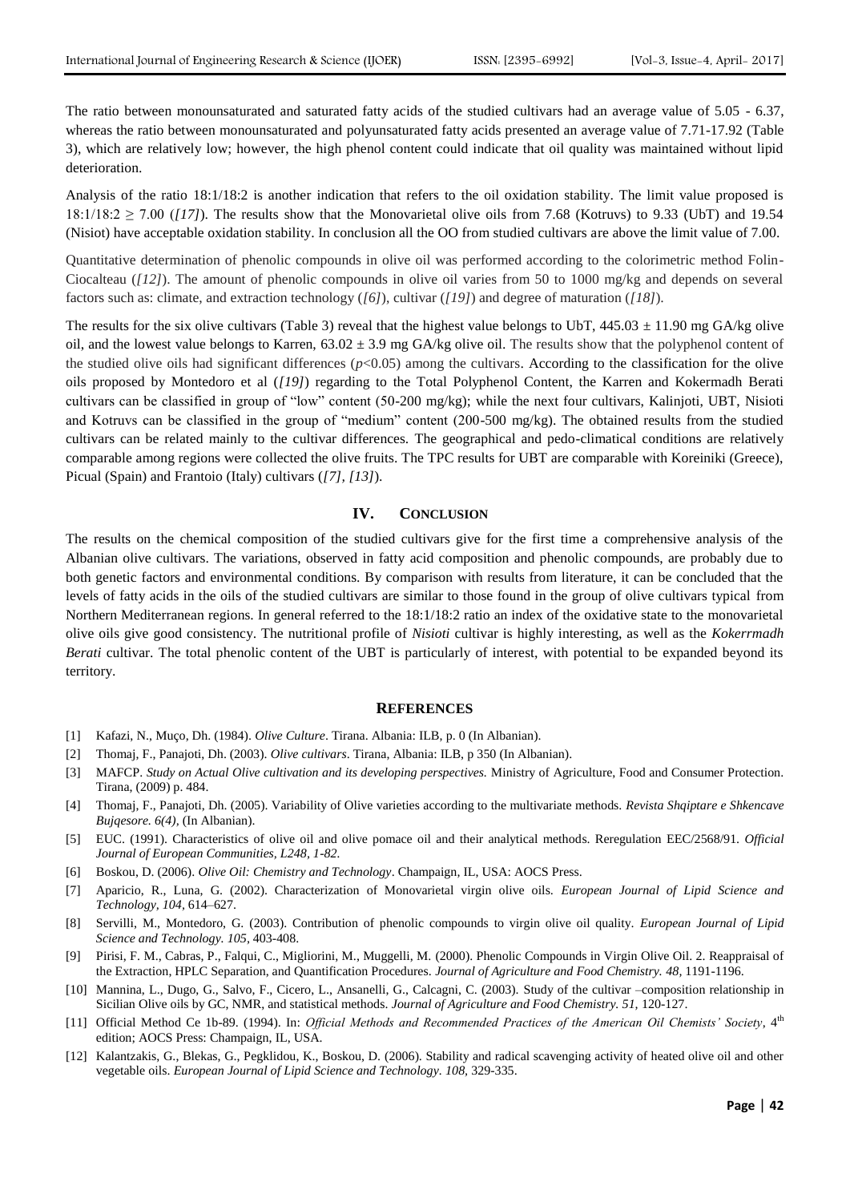The ratio between monounsaturated and saturated fatty acids of the studied cultivars had an average value of 5.05 - 6.37, whereas the ratio between monounsaturated and polyunsaturated fatty acids presented an average value of 7.71-17.92 (Table 3), which are relatively low; however, the high phenol content could indicate that oil quality was maintained without lipid deterioration.

Analysis of the ratio 18:1/18:2 is another indication that refers to the oil oxidation stability. The limit value proposed is 18:1/18:2 $\geq$ 7.00 (*[17]*). The results show that the Monovarietal olive oils from 7.68 (Kotruvs) to 9.33 (UbT) and 19.54 (Nisiot) have acceptable oxidation stability. In conclusion all the OO from studied cultivars are above the limit value of 7.00.

Quantitative determination of phenolic compounds in olive oil was performed according to the colorimetric method Folin-Ciocalteu (*[12]*). The amount of phenolic compounds in olive oil varies from 50 to 1000 mg/kg and depends on several factors such as: climate, and extraction technology (*[6]*), cultivar (*[19]*) and degree of maturation (*[18]*).

The results for the six olive cultivars (Table 3) reveal that the highest value belongs to UbT, 445.03 $\pm$ 11.90 mg GA/kg olive oil, and the lowest value belongs to Karren, 63.02 $\pm$ 3.9 mg GA/kg olive oil. The results show that the polyphenol content of the studied olive oils had significant differences ($p$<0.05) among the cultivars. According to the classification for the olive oils proposed by Montedoro et al (*[19]*) regarding to the Total Polyphenol Content, the Karren and Kokermadh Berati cultivars can be classified in group of "low" content (50-200 mg/kg); while the next four cultivars, Kalinjoti, UBT, Nisioti and Kotruvs can be classified in the group of "medium" content (200-500 mg/kg). The obtained results from the studied cultivars can be related mainly to the cultivar differences. The geographical and pedo-climatical conditions are relatively comparable among regions were collected the olive fruits. The TPC results for UBT are comparable with Koreiniki (Greece), Picual (Spain) and Frantoio (Italy) cultivars (*[7], [13]*).

## IV. CONCLUSION

The results on the chemical composition of the studied cultivars give for the first time a comprehensive analysis of the Albanian olive cultivars. The variations, observed in fatty acid composition and phenolic compounds, are probably due to both genetic factors and environmental conditions. By comparison with results from literature, it can be concluded that the levels of fatty acids in the oils of the studied cultivars are similar to those found in the group of olive cultivars typical from Northern Mediterranean regions. In general referred to the 18:1/18:2 ratio an index of the oxidative state to the monovarietal olive oils give good consistency. The nutritional profile of *Nisioti* cultivar is highly interesting, as well as the *Kokerrmadh Berati* cultivar. The total phenolic content of the UBT is particularly of interest, with potential to be expanded beyond its territory.

## REFERENCES

[1] Kafazi, N., Muço, Dh. (1984). *Olive Culture*. Tirana. Albania: ILB, p. 0 (In Albanian).

[2] Thomaj, F., Panajoti, Dh. (2003). *Olive cultivars*. Tirana, Albania: ILB, p 350 (In Albanian).

[3] MAFCP. *Study on Actual Olive cultivation and its developing perspectives.* Ministry of Agriculture, Food and Consumer Protection. Tirana, (2009) p. 484.

[4] Thomaj, F., Panajoti, Dh. (2005). Variability of Olive varieties according to the multivariate methods. *Revista Shqiptare e Shkencave Bujqesore. 6(4)*, (In Albanian).

[5] EUC. (1991). Characteristics of olive oil and olive pomace oil and their analytical methods. Reregulation EEC/2568/91. *Official Journal of European Communities, L248, 1-82.*

[6] Boskou, D. (2006). *Olive Oil: Chemistry and Technology*. Champaign, IL, USA: AOCS Press.

[7] Aparicio, R., Luna, G. (2002). Characterization of Monovarietal virgin olive oils. *European Journal of Lipid Science and Technology, 104*, 614–627.

[8] Servilli, M., Montedoro, G. (2003). Contribution of phenolic compounds to virgin olive oil quality. *European Journal of Lipid Science and Technology. 105*, 403-408.

[9] Pirisi, F. M., Cabras, P., Falqui, C., Migliorini, M., Muggelli, M. (2000). Phenolic Compounds in Virgin Olive Oil. 2. Reappraisal of the Extraction, HPLC Separation, and Quantification Procedures. *Journal of Agriculture and Food Chemistry. 48*, 1191-1196.

[10] Mannina, L., Dugo, G., Salvo, F., Cicero, L., Ansanelli, G., Calcagni, C. (2003). Study of the cultivar –composition relationship in Sicilian Olive oils by GC, NMR, and statistical methods. *Journal of Agriculture and Food Chemistry. 51*, 120-127.

[11] Official Method Ce 1b-89. (1994). In: *Official Methods and Recommended Practices of the American Oil Chemists' Society*, 4th edition; AOCS Press: Champaign, IL, USA.

[12] Kalantzakis, G., Blekas, G., Pegklidou, K., Boskou, D. (2006). Stability and radical scavenging activity of heated olive oil and other vegetable oils. *European Journal of Lipid Science and Technology. 108*, 329-335.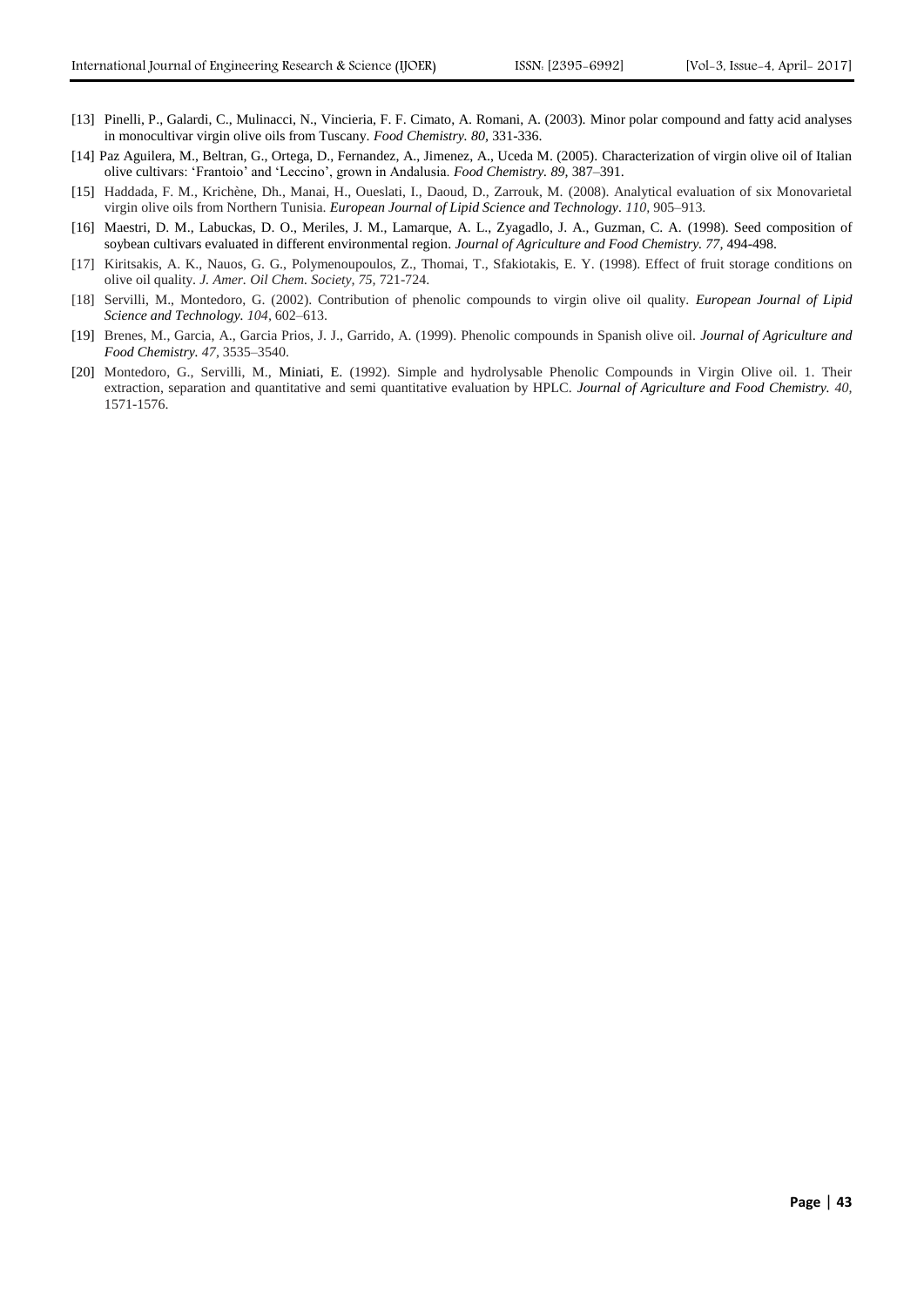[13] Pinelli, P., Galardi, C., Mulinacci, N., Vincieria, F. F. Cimato, A. Romani, A. (2003). Minor polar compound and fatty acid analyses in monocultivar virgin olive oils from Tuscany. *Food Chemistry. 80,* 331-336.

[14] Paz Aguilera, M., Beltran, G., Ortega, D., Fernandez, A., Jimenez, A., Uceda M. (2005). Characterization of virgin olive oil of Italian olive cultivars: 'Frantoio' and 'Leccino', grown in Andalusia. *Food Chemistry. 89,* 387–391.

[15] Haddada, F. M., Krichène, Dh., Manai, H., Oueslati, I., Daoud, D., Zarrouk, M. (2008). Analytical evaluation of six Monovarietal virgin olive oils from Northern Tunisia. *European Journal of Lipid Science and Technology. 110,* 905–913.

[16] Maestri, D. M., Labuckas, D. O., Meriles, J. M., Lamarque, A. L., Zyagadlo, J. A., Guzman, C. A. (1998). Seed composition of soybean cultivars evaluated in different environmental region. *Journal of Agriculture and Food Chemistry. 77,* 494-498.

[17] Kiritsakis, A. K., Nauos, G. G., Polymenoupoulos, Z., Thomai, T., Sfakiotakis, E. Y. (1998). Effect of fruit storage conditions on olive oil quality. *J. Amer. Oil Chem. Society, 75,* 721-724.

[18] Servilli, M., Montedoro, G. (2002). Contribution of phenolic compounds to virgin olive oil quality. *European Journal of Lipid Science and Technology. 104,* 602–613.

[19] Brenes, M., Garcia, A., Garcia Prios, J. J., Garrido, A. (1999). Phenolic compounds in Spanish olive oil. *Journal of Agriculture and Food Chemistry. 47,* 3535–3540.

[20] Montedoro, G., Servilli, M., Miniati, E. (1992). Simple and hydrolysable Phenolic Compounds in Virgin Olive oil. 1. Their extraction, separation and quantitative and semi quantitative evaluation by HPLC. *Journal of Agriculture and Food Chemistry. 40,* 1571-1576.